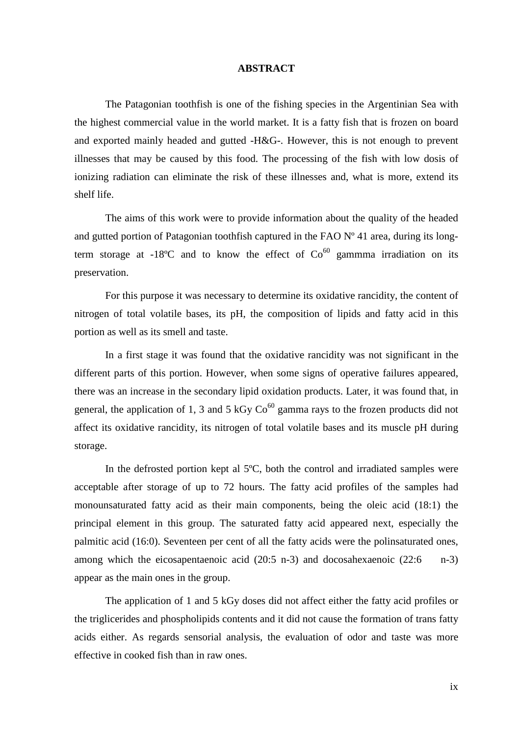## ABSTRACT

The Patagonian toothfish is one of the fishing species in the Argentinian Sea with the highest commercial value in the world market. It is a fatty fish that is frozen on board and exported mainly headed and gutted -H&G-. However, this is not enough to prevent illnesses that may be caused by this food. The processing of the fish with low dosis of ionizing radiation can eliminate the risk of these illnesses and, what is more, extend its shelf life.

The aims of this work were to provide information about the quality of the headed and gutted portion of Patagonian toothfish captured in the FAO Nº 41 area, during its long-term storage at -18ºC and to know the effect of $Co^{60}$ gammma irradiation on its preservation.

For this purpose it was necessary to determine its oxidative rancidity, the content of nitrogen of total volatile bases, its pH, the composition of lipids and fatty acid in this portion as well as its smell and taste.

In a first stage it was found that the oxidative rancidity was not significant in the different parts of this portion. However, when some signs of operative failures appeared, there was an increase in the secondary lipid oxidation products. Later, it was found that, in general, the application of 1, 3 and 5 kGy $Co^{60}$ gamma rays to the frozen products did not affect its oxidative rancidity, its nitrogen of total volatile bases and its muscle pH during storage.

In the defrosted portion kept al 5ºC, both the control and irradiated samples were acceptable after storage of up to 72 hours. The fatty acid profiles of the samples had monounsaturated fatty acid as their main components, being the oleic acid (18:1) the principal element in this group. The saturated fatty acid appeared next, especially the palmitic acid (16:0). Seventeen per cent of all the fatty acids were the polinsaturated ones, among which the eicosapentaenoic acid (20:5 n-3) and docosahexaenoic (22:6 n-3) appear as the main ones in the group.

The application of 1 and 5 kGy doses did not affect either the fatty acid profiles or the triglicerides and phospholipids contents and it did not cause the formation of trans fatty acids either. As regards sensorial analysis, the evaluation of odor and taste was more effective in cooked fish than in raw ones.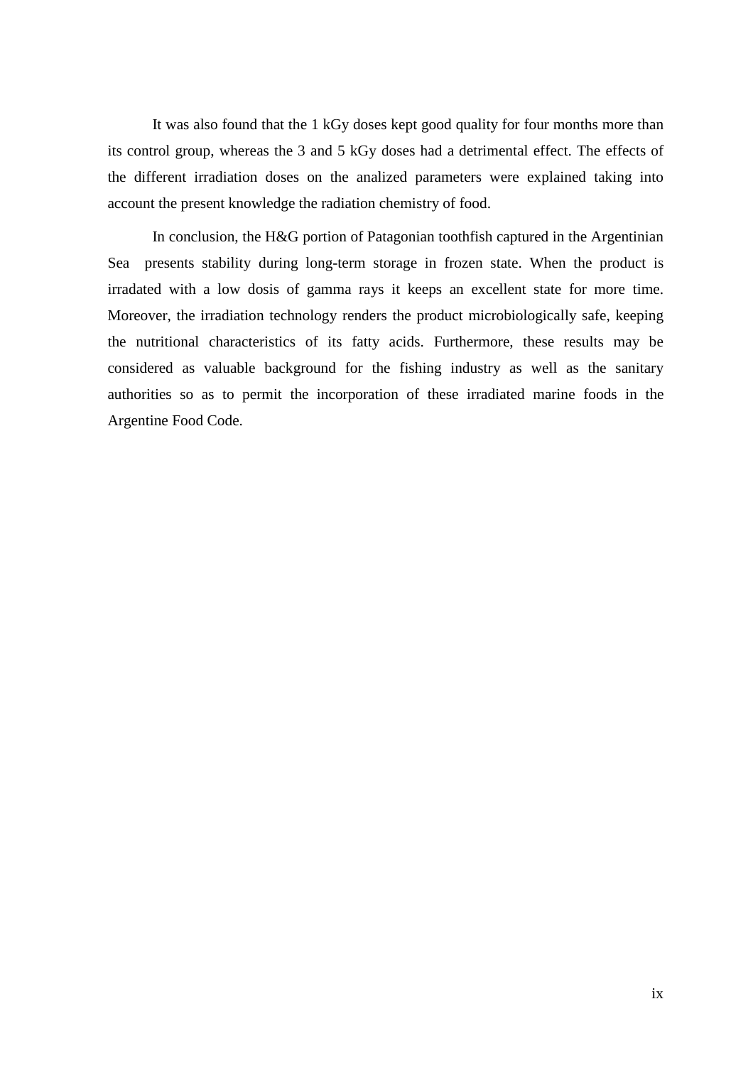It was also found that the 1 kGy doses kept good quality for four months more than its control group, whereas the 3 and 5 kGy doses had a detrimental effect. The effects of the different irradiation doses on the analized parameters were explained taking into account the present knowledge the radiation chemistry of food.

In conclusion, the H&G portion of Patagonian toothfish captured in the Argentinian Sea presents stability during long-term storage in frozen state. When the product is irradated with a low dosis of gamma rays it keeps an excellent state for more time. Moreover, the irradiation technology renders the product microbiologically safe, keeping the nutritional characteristics of its fatty acids. Furthermore, these results may be considered as valuable background for the fishing industry as well as the sanitary authorities so as to permit the incorporation of these irradiated marine foods in the Argentine Food Code.